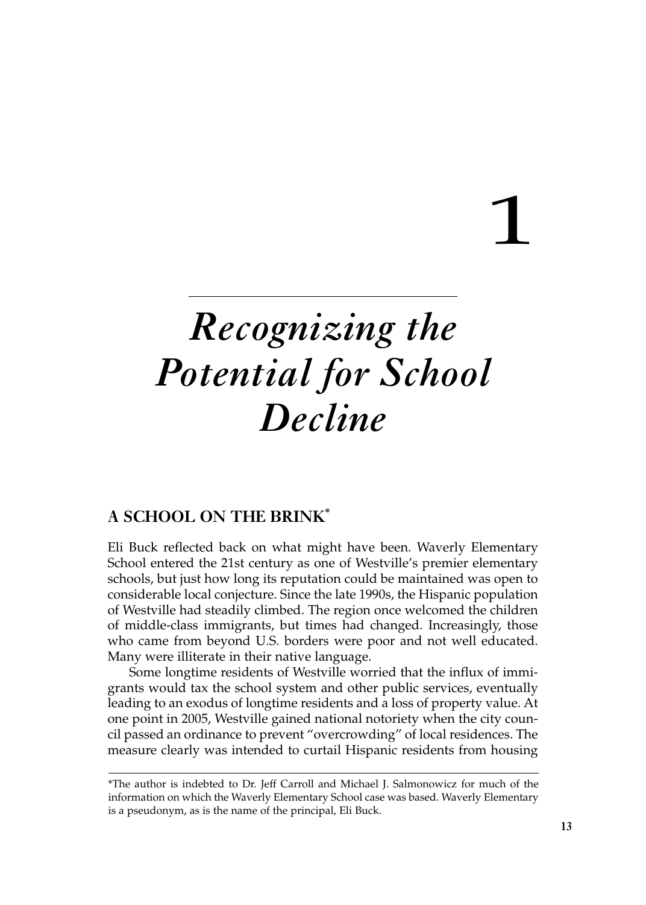# 1

# *Recognizing the Potential for School Decline*

## A SCHOOL ON THE BRINK*

Eli Buck reflected back on what might have been. Waverly Elementary School entered the 21st century as one of Westville's premier elementary schools, but just how long its reputation could be maintained was open to considerable local conjecture. Since the late 1990s, the Hispanic population of Westville had steadily climbed. The region once welcomed the children of middle-class immigrants, but times had changed. Increasingly, those who came from beyond U.S. borders were poor and not well educated. Many were illiterate in their native language.

Some longtime residents of Westville worried that the influx of immigrants would tax the school system and other public services, eventually leading to an exodus of longtime residents and a loss of property value. At one point in 2005, Westville gained national notoriety when the city council passed an ordinance to prevent "overcrowding" of local residences. The measure clearly was intended to curtail Hispanic residents from housing

---

*The author is indebted to Dr. Jeff Carroll and Michael J. Salmonowicz for much of the information on which the Waverly Elementary School case was based. Waverly Elementary is a pseudonym, as is the name of the principal, Eli Buck.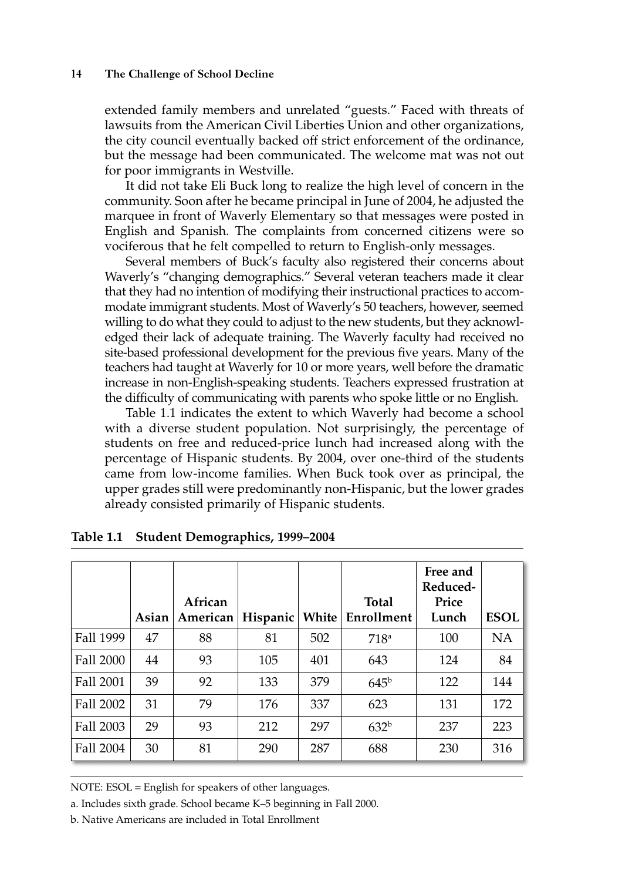extended family members and unrelated "guests." Faced with threats of lawsuits from the American Civil Liberties Union and other organizations, the city council eventually backed off strict enforcement of the ordinance, but the message had been communicated. The welcome mat was not out for poor immigrants in Westville.

It did not take Eli Buck long to realize the high level of concern in the community. Soon after he became principal in June of 2004, he adjusted the marquee in front of Waverly Elementary so that messages were posted in English and Spanish. The complaints from concerned citizens were so vociferous that he felt compelled to return to English-only messages.

Several members of Buck's faculty also registered their concerns about Waverly's "changing demographics." Several veteran teachers made it clear that they had no intention of modifying their instructional practices to accommodate immigrant students. Most of Waverly's 50 teachers, however, seemed willing to do what they could to adjust to the new students, but they acknowledged their lack of adequate training. The Waverly faculty had received no site-based professional development for the previous five years. Many of the teachers had taught at Waverly for 10 or more years, well before the dramatic increase in non-English-speaking students. Teachers expressed frustration at the difficulty of communicating with parents who spoke little or no English.

Table 1.1 indicates the extent to which Waverly had become a school with a diverse student population. Not surprisingly, the percentage of students on free and reduced-price lunch had increased along with the percentage of Hispanic students. By 2004, over one-third of the students came from low-income families. When Buck took over as principal, the upper grades still were predominantly non-Hispanic, but the lower grades already consisted primarily of Hispanic students.

**Table 1.1 Student Demographics, 1999–2004**

| | Asian | African American | Hispanic | White | Total Enrollment | Free and Reduced-Price Lunch | ESOL |
|---|---|---|---|---|---|---|---|
| Fall 1999 | 47 | 88 | 81 | 502 | 718[a] | 100 | NA |
| Fall 2000 | 44 | 93 | 105 | 401 | 643 | 124 | 84 |
| Fall 2001 | 39 | 92 | 133 | 379 | 645[b] | 122 | 144 |
| Fall 2002 | 31 | 79 | 176 | 337 | 623 | 131 | 172 |
| Fall 2003 | 29 | 93 | 212 | 297 | 632[b] | 237 | 223 |
| Fall 2004 | 30 | 81 | 290 | 287 | 688 | 230 | 316 |

NOTE: ESOL = English for speakers of other languages.

a. Includes sixth grade. School became K–5 beginning in Fall 2000.

b. Native Americans are included in Total Enrollment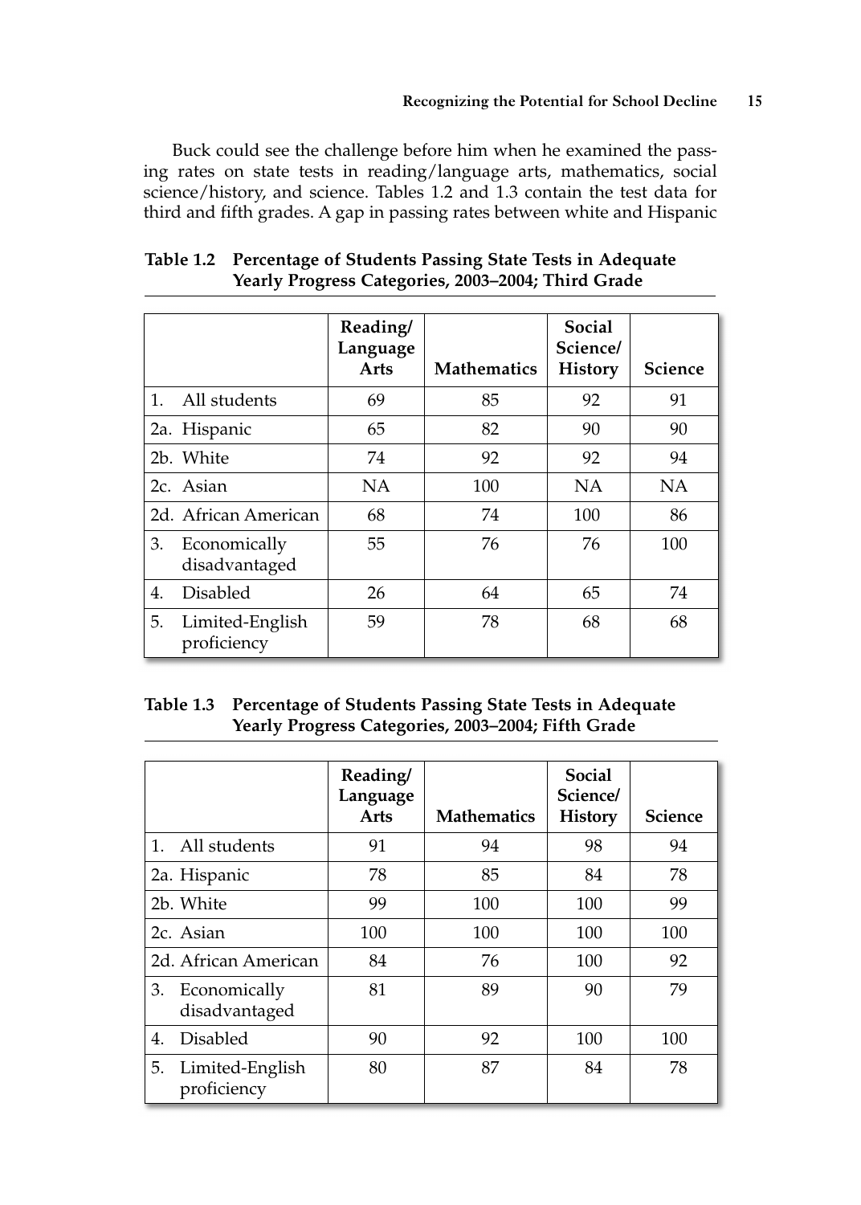Buck could see the challenge before him when he examined the passing rates on state tests in reading/language arts, mathematics, social science/history, and science. Tables 1.2 and 1.3 contain the test data for third and fifth grades. A gap in passing rates between white and Hispanic

**Table 1.2 Percentage of Students Passing State Tests in Adequate Yearly Progress Categories, 2003–2004; Third Grade**

| | Reading/ Language Arts | Mathematics | Social Science/ History | Science |
|---|---|---|---|---|
| 1. All students | 69 | 85 | 92 | 91 |
| 2a. Hispanic | 65 | 82 | 90 | 90 |
| 2b. White | 74 | 92 | 92 | 94 |
| 2c. Asian | NA | 100 | NA | NA |
| 2d. African American | 68 | 74 | 100 | 86 |
| 3. Economically disadvantaged | 55 | 76 | 76 | 100 |
| 4. Disabled | 26 | 64 | 65 | 74 |
| 5. Limited-English proficiency | 59 | 78 | 68 | 68 |

**Table 1.3 Percentage of Students Passing State Tests in Adequate Yearly Progress Categories, 2003–2004; Fifth Grade**

| | Reading/ Language Arts | Mathematics | Social Science/ History | Science |
|---|---|---|---|---|
| 1. All students | 91 | 94 | 98 | 94 |
| 2a. Hispanic | 78 | 85 | 84 | 78 |
| 2b. White | 99 | 100 | 100 | 99 |
| 2c. Asian | 100 | 100 | 100 | 100 |
| 2d. African American | 84 | 76 | 100 | 92 |
| 3. Economically disadvantaged | 81 | 89 | 90 | 79 |
| 4. Disabled | 90 | 92 | 100 | 100 |
| 5. Limited-English proficiency | 80 | 87 | 84 | 78 |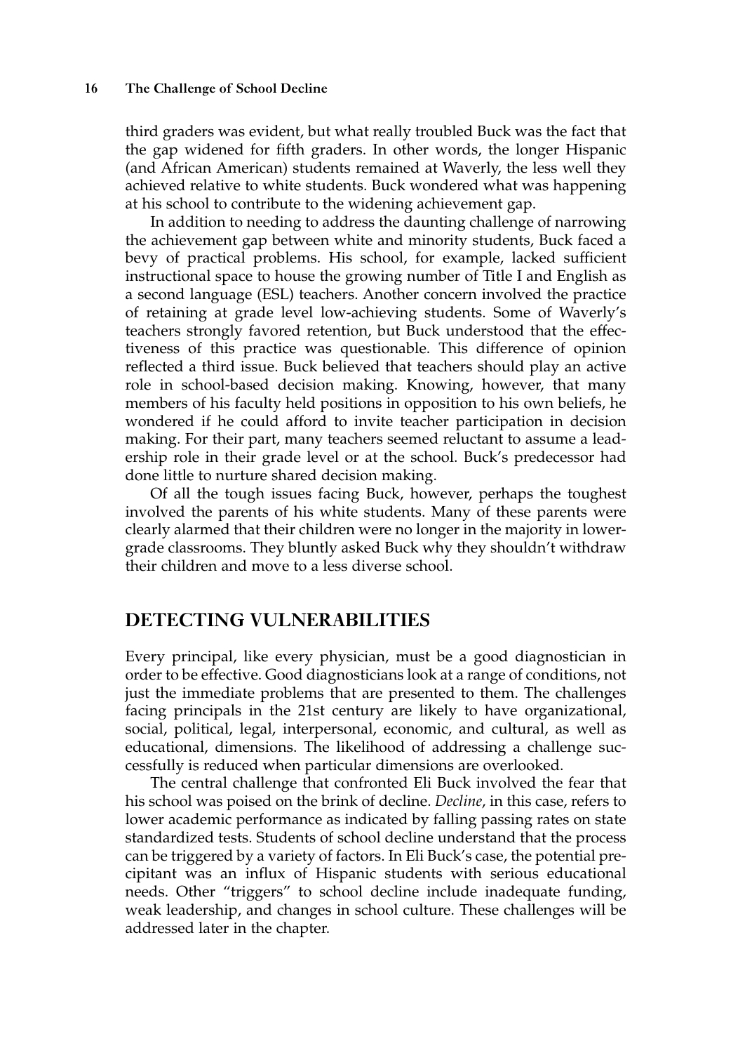third graders was evident, but what really troubled Buck was the fact that the gap widened for fifth graders. In other words, the longer Hispanic (and African American) students remained at Waverly, the less well they achieved relative to white students. Buck wondered what was happening at his school to contribute to the widening achievement gap.

In addition to needing to address the daunting challenge of narrowing the achievement gap between white and minority students, Buck faced a bevy of practical problems. His school, for example, lacked sufficient instructional space to house the growing number of Title I and English as a second language (ESL) teachers. Another concern involved the practice of retaining at grade level low-achieving students. Some of Waverly's teachers strongly favored retention, but Buck understood that the effectiveness of this practice was questionable. This difference of opinion reflected a third issue. Buck believed that teachers should play an active role in school-based decision making. Knowing, however, that many members of his faculty held positions in opposition to his own beliefs, he wondered if he could afford to invite teacher participation in decision making. For their part, many teachers seemed reluctant to assume a leadership role in their grade level or at the school. Buck's predecessor had done little to nurture shared decision making.

Of all the tough issues facing Buck, however, perhaps the toughest involved the parents of his white students. Many of these parents were clearly alarmed that their children were no longer in the majority in lower-grade classrooms. They bluntly asked Buck why they shouldn't withdraw their children and move to a less diverse school.

## DETECTING VULNERABILITIES

Every principal, like every physician, must be a good diagnostician in order to be effective. Good diagnosticians look at a range of conditions, not just the immediate problems that are presented to them. The challenges facing principals in the 21st century are likely to have organizational, social, political, legal, interpersonal, economic, and cultural, as well as educational, dimensions. The likelihood of addressing a challenge successfully is reduced when particular dimensions are overlooked.

The central challenge that confronted Eli Buck involved the fear that his school was poised on the brink of decline. *Decline*, in this case, refers to lower academic performance as indicated by falling passing rates on state standardized tests. Students of school decline understand that the process can be triggered by a variety of factors. In Eli Buck's case, the potential precipitant was an influx of Hispanic students with serious educational needs. Other "triggers" to school decline include inadequate funding, weak leadership, and changes in school culture. These challenges will be addressed later in the chapter.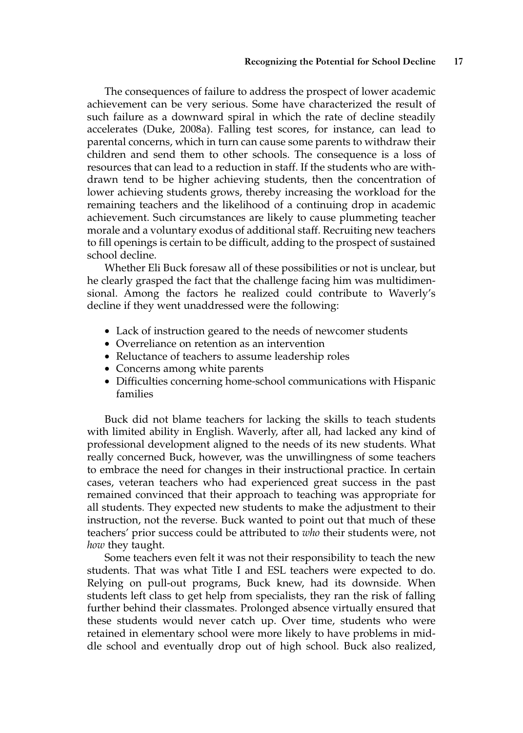The consequences of failure to address the prospect of lower academic achievement can be very serious. Some have characterized the result of such failure as a downward spiral in which the rate of decline steadily accelerates (Duke, 2008a). Falling test scores, for instance, can lead to parental concerns, which in turn can cause some parents to withdraw their children and send them to other schools. The consequence is a loss of resources that can lead to a reduction in staff. If the students who are withdrawn tend to be higher achieving students, then the concentration of lower achieving students grows, thereby increasing the workload for the remaining teachers and the likelihood of a continuing drop in academic achievement. Such circumstances are likely to cause plummeting teacher morale and a voluntary exodus of additional staff. Recruiting new teachers to fill openings is certain to be difficult, adding to the prospect of sustained school decline.

Whether Eli Buck foresaw all of these possibilities or not is unclear, but he clearly grasped the fact that the challenge facing him was multidimensional. Among the factors he realized could contribute to Waverly's decline if they went unaddressed were the following:

- Lack of instruction geared to the needs of newcomer students
- Overreliance on retention as an intervention
- Reluctance of teachers to assume leadership roles
- Concerns among white parents
- Difficulties concerning home-school communications with Hispanic families

Buck did not blame teachers for lacking the skills to teach students with limited ability in English. Waverly, after all, had lacked any kind of professional development aligned to the needs of its new students. What really concerned Buck, however, was the unwillingness of some teachers to embrace the need for changes in their instructional practice. In certain cases, veteran teachers who had experienced great success in the past remained convinced that their approach to teaching was appropriate for all students. They expected new students to make the adjustment to their instruction, not the reverse. Buck wanted to point out that much of these teachers' prior success could be attributed to *who* their students were, not *how* they taught.

Some teachers even felt it was not their responsibility to teach the new students. That was what Title I and ESL teachers were expected to do. Relying on pull-out programs, Buck knew, had its downside. When students left class to get help from specialists, they ran the risk of falling further behind their classmates. Prolonged absence virtually ensured that these students would never catch up. Over time, students who were retained in elementary school were more likely to have problems in middle school and eventually drop out of high school. Buck also realized,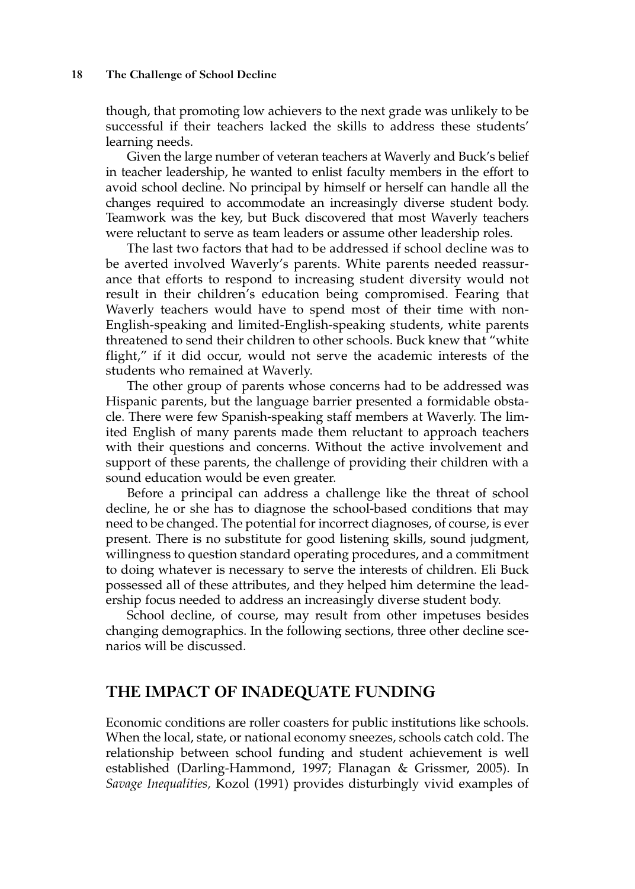though, that promoting low achievers to the next grade was unlikely to be successful if their teachers lacked the skills to address these students' learning needs.

Given the large number of veteran teachers at Waverly and Buck's belief in teacher leadership, he wanted to enlist faculty members in the effort to avoid school decline. No principal by himself or herself can handle all the changes required to accommodate an increasingly diverse student body. Teamwork was the key, but Buck discovered that most Waverly teachers were reluctant to serve as team leaders or assume other leadership roles.

The last two factors that had to be addressed if school decline was to be averted involved Waverly's parents. White parents needed reassurance that efforts to respond to increasing student diversity would not result in their children's education being compromised. Fearing that Waverly teachers would have to spend most of their time with non-English-speaking and limited-English-speaking students, white parents threatened to send their children to other schools. Buck knew that "white flight," if it did occur, would not serve the academic interests of the students who remained at Waverly.

The other group of parents whose concerns had to be addressed was Hispanic parents, but the language barrier presented a formidable obstacle. There were few Spanish-speaking staff members at Waverly. The limited English of many parents made them reluctant to approach teachers with their questions and concerns. Without the active involvement and support of these parents, the challenge of providing their children with a sound education would be even greater.

Before a principal can address a challenge like the threat of school decline, he or she has to diagnose the school-based conditions that may need to be changed. The potential for incorrect diagnoses, of course, is ever present. There is no substitute for good listening skills, sound judgment, willingness to question standard operating procedures, and a commitment to doing whatever is necessary to serve the interests of children. Eli Buck possessed all of these attributes, and they helped him determine the leadership focus needed to address an increasingly diverse student body.

School decline, of course, may result from other impetuses besides changing demographics. In the following sections, three other decline scenarios will be discussed.

## THE IMPACT OF INADEQUATE FUNDING

Economic conditions are roller coasters for public institutions like schools. When the local, state, or national economy sneezes, schools catch cold. The relationship between school funding and student achievement is well established (Darling-Hammond, 1997; Flanagan & Grissmer, 2005). In *Savage Inequalities,* Kozol (1991) provides disturbingly vivid examples of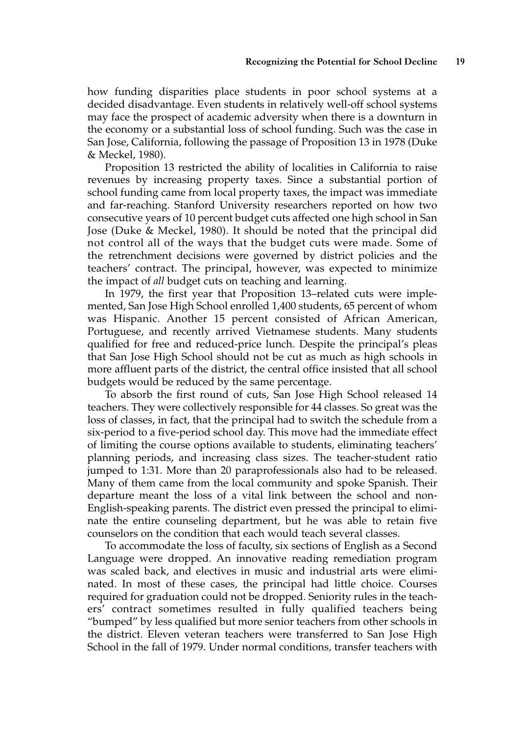how funding disparities place students in poor school systems at a decided disadvantage. Even students in relatively well-off school systems may face the prospect of academic adversity when there is a downturn in the economy or a substantial loss of school funding. Such was the case in San Jose, California, following the passage of Proposition 13 in 1978 (Duke & Meckel, 1980).

Proposition 13 restricted the ability of localities in California to raise revenues by increasing property taxes. Since a substantial portion of school funding came from local property taxes, the impact was immediate and far-reaching. Stanford University researchers reported on how two consecutive years of 10 percent budget cuts affected one high school in San Jose (Duke & Meckel, 1980). It should be noted that the principal did not control all of the ways that the budget cuts were made. Some of the retrenchment decisions were governed by district policies and the teachers' contract. The principal, however, was expected to minimize the impact of *all* budget cuts on teaching and learning.

In 1979, the first year that Proposition 13–related cuts were implemented, San Jose High School enrolled 1,400 students, 65 percent of whom was Hispanic. Another 15 percent consisted of African American, Portuguese, and recently arrived Vietnamese students. Many students qualified for free and reduced-price lunch. Despite the principal's pleas that San Jose High School should not be cut as much as high schools in more affluent parts of the district, the central office insisted that all school budgets would be reduced by the same percentage.

To absorb the first round of cuts, San Jose High School released 14 teachers. They were collectively responsible for 44 classes. So great was the loss of classes, in fact, that the principal had to switch the schedule from a six-period to a five-period school day. This move had the immediate effect of limiting the course options available to students, eliminating teachers' planning periods, and increasing class sizes. The teacher-student ratio jumped to 1:31. More than 20 paraprofessionals also had to be released. Many of them came from the local community and spoke Spanish. Their departure meant the loss of a vital link between the school and non-English-speaking parents. The district even pressed the principal to eliminate the entire counseling department, but he was able to retain five counselors on the condition that each would teach several classes.

To accommodate the loss of faculty, six sections of English as a Second Language were dropped. An innovative reading remediation program was scaled back, and electives in music and industrial arts were eliminated. In most of these cases, the principal had little choice. Courses required for graduation could not be dropped. Seniority rules in the teachers' contract sometimes resulted in fully qualified teachers being "bumped" by less qualified but more senior teachers from other schools in the district. Eleven veteran teachers were transferred to San Jose High School in the fall of 1979. Under normal conditions, transfer teachers with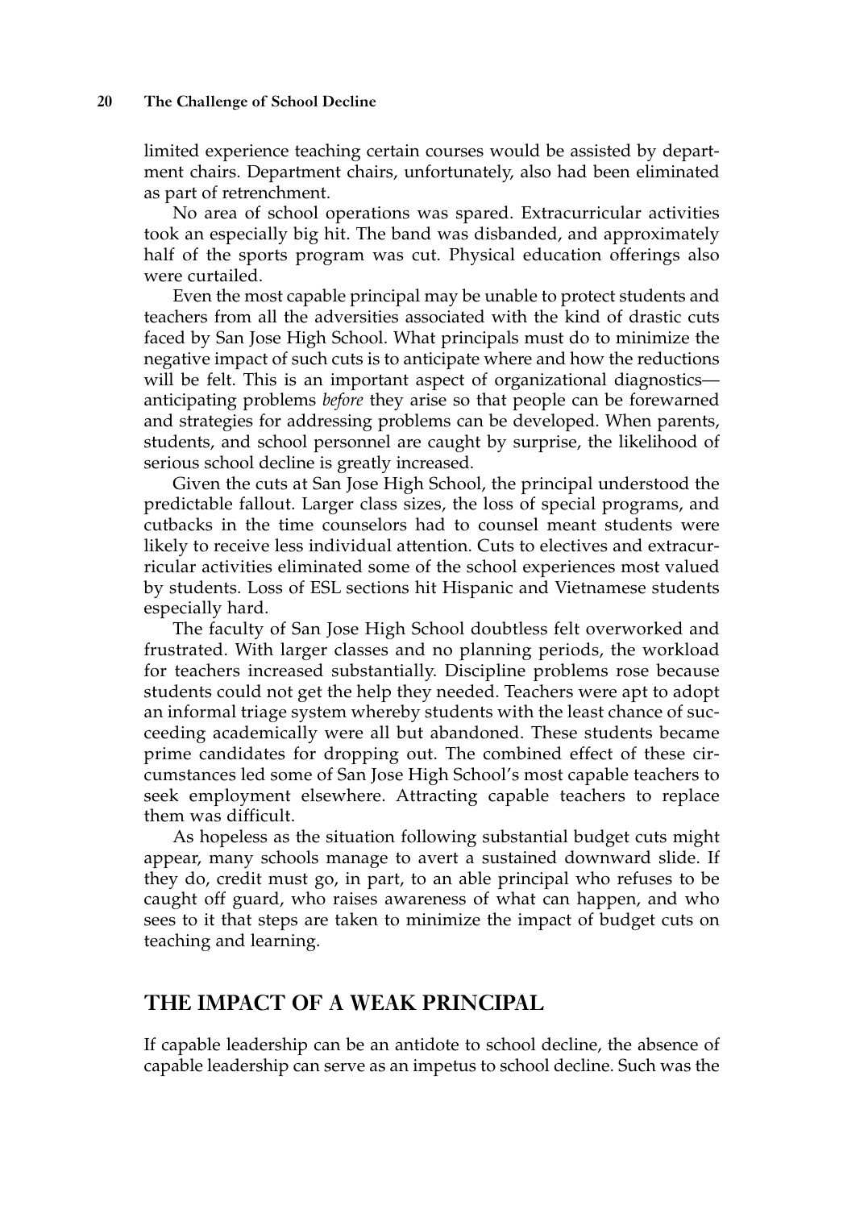limited experience teaching certain courses would be assisted by department chairs. Department chairs, unfortunately, also had been eliminated as part of retrenchment.

No area of school operations was spared. Extracurricular activities took an especially big hit. The band was disbanded, and approximately half of the sports program was cut. Physical education offerings also were curtailed.

Even the most capable principal may be unable to protect students and teachers from all the adversities associated with the kind of drastic cuts faced by San Jose High School. What principals must do to minimize the negative impact of such cuts is to anticipate where and how the reductions will be felt. This is an important aspect of organizational diagnostics—anticipating problems *before* they arise so that people can be forewarned and strategies for addressing problems can be developed. When parents, students, and school personnel are caught by surprise, the likelihood of serious school decline is greatly increased.

Given the cuts at San Jose High School, the principal understood the predictable fallout. Larger class sizes, the loss of special programs, and cutbacks in the time counselors had to counsel meant students were likely to receive less individual attention. Cuts to electives and extracurricular activities eliminated some of the school experiences most valued by students. Loss of ESL sections hit Hispanic and Vietnamese students especially hard.

The faculty of San Jose High School doubtless felt overworked and frustrated. With larger classes and no planning periods, the workload for teachers increased substantially. Discipline problems rose because students could not get the help they needed. Teachers were apt to adopt an informal triage system whereby students with the least chance of succeeding academically were all but abandoned. These students became prime candidates for dropping out. The combined effect of these circumstances led some of San Jose High School's most capable teachers to seek employment elsewhere. Attracting capable teachers to replace them was difficult.

As hopeless as the situation following substantial budget cuts might appear, many schools manage to avert a sustained downward slide. If they do, credit must go, in part, to an able principal who refuses to be caught off guard, who raises awareness of what can happen, and who sees to it that steps are taken to minimize the impact of budget cuts on teaching and learning.

## THE IMPACT OF A WEAK PRINCIPAL

If capable leadership can be an antidote to school decline, the absence of capable leadership can serve as an impetus to school decline. Such was the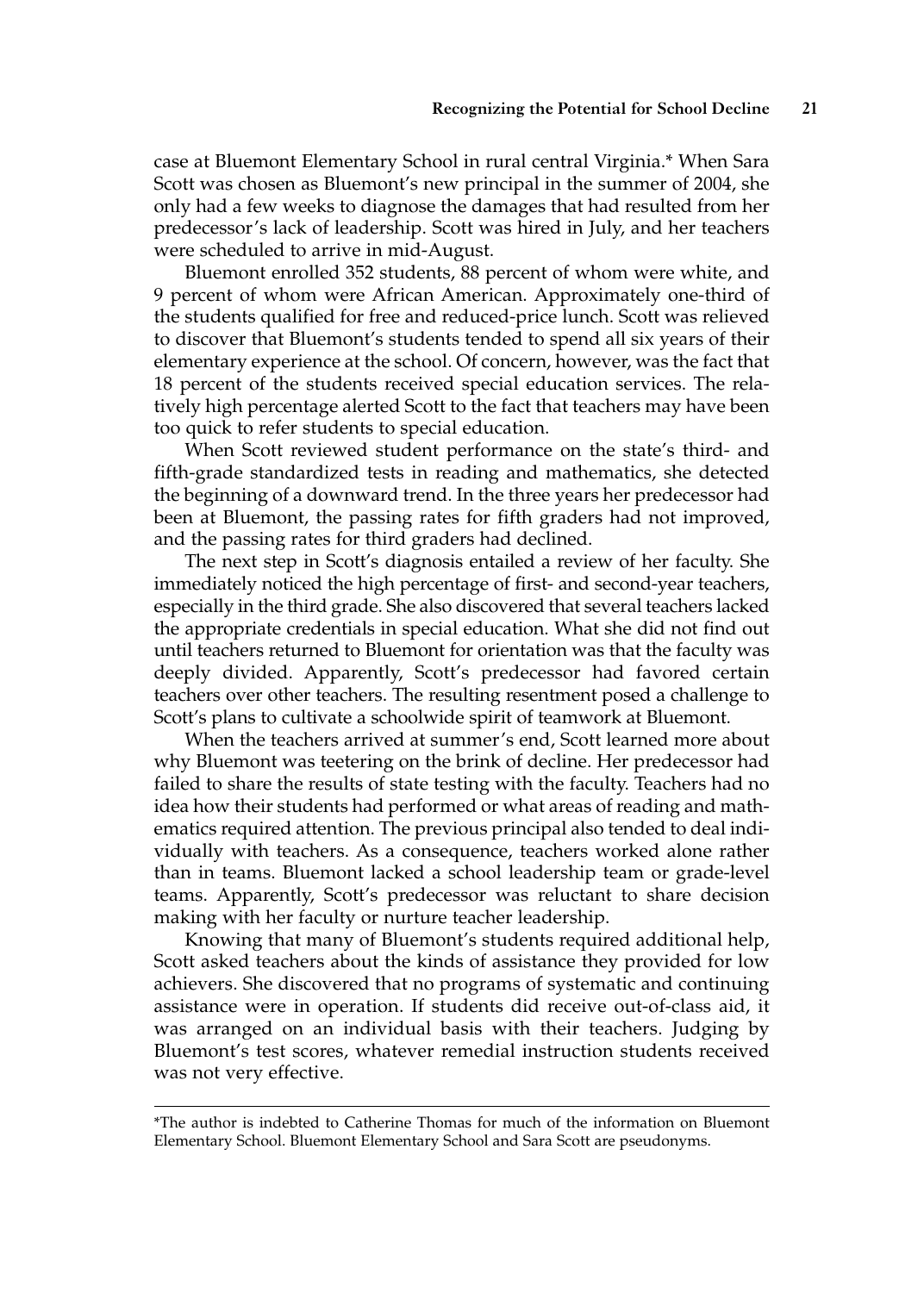case at Bluemont Elementary School in rural central Virginia.* When Sara Scott was chosen as Bluemont's new principal in the summer of 2004, she only had a few weeks to diagnose the damages that had resulted from her predecessor's lack of leadership. Scott was hired in July, and her teachers were scheduled to arrive in mid-August.

Bluemont enrolled 352 students, 88 percent of whom were white, and 9 percent of whom were African American. Approximately one-third of the students qualified for free and reduced-price lunch. Scott was relieved to discover that Bluemont's students tended to spend all six years of their elementary experience at the school. Of concern, however, was the fact that 18 percent of the students received special education services. The relatively high percentage alerted Scott to the fact that teachers may have been too quick to refer students to special education.

When Scott reviewed student performance on the state's third- and fifth-grade standardized tests in reading and mathematics, she detected the beginning of a downward trend. In the three years her predecessor had been at Bluemont, the passing rates for fifth graders had not improved, and the passing rates for third graders had declined.

The next step in Scott's diagnosis entailed a review of her faculty. She immediately noticed the high percentage of first- and second-year teachers, especially in the third grade. She also discovered that several teachers lacked the appropriate credentials in special education. What she did not find out until teachers returned to Bluemont for orientation was that the faculty was deeply divided. Apparently, Scott's predecessor had favored certain teachers over other teachers. The resulting resentment posed a challenge to Scott's plans to cultivate a schoolwide spirit of teamwork at Bluemont.

When the teachers arrived at summer's end, Scott learned more about why Bluemont was teetering on the brink of decline. Her predecessor had failed to share the results of state testing with the faculty. Teachers had no idea how their students had performed or what areas of reading and mathematics required attention. The previous principal also tended to deal individually with teachers. As a consequence, teachers worked alone rather than in teams. Bluemont lacked a school leadership team or grade-level teams. Apparently, Scott's predecessor was reluctant to share decision making with her faculty or nurture teacher leadership.

Knowing that many of Bluemont's students required additional help, Scott asked teachers about the kinds of assistance they provided for low achievers. She discovered that no programs of systematic and continuing assistance were in operation. If students did receive out-of-class aid, it was arranged on an individual basis with their teachers. Judging by Bluemont's test scores, whatever remedial instruction students received was not very effective.

---

*The author is indebted to Catherine Thomas for much of the information on Bluemont Elementary School. Bluemont Elementary School and Sara Scott are pseudonyms.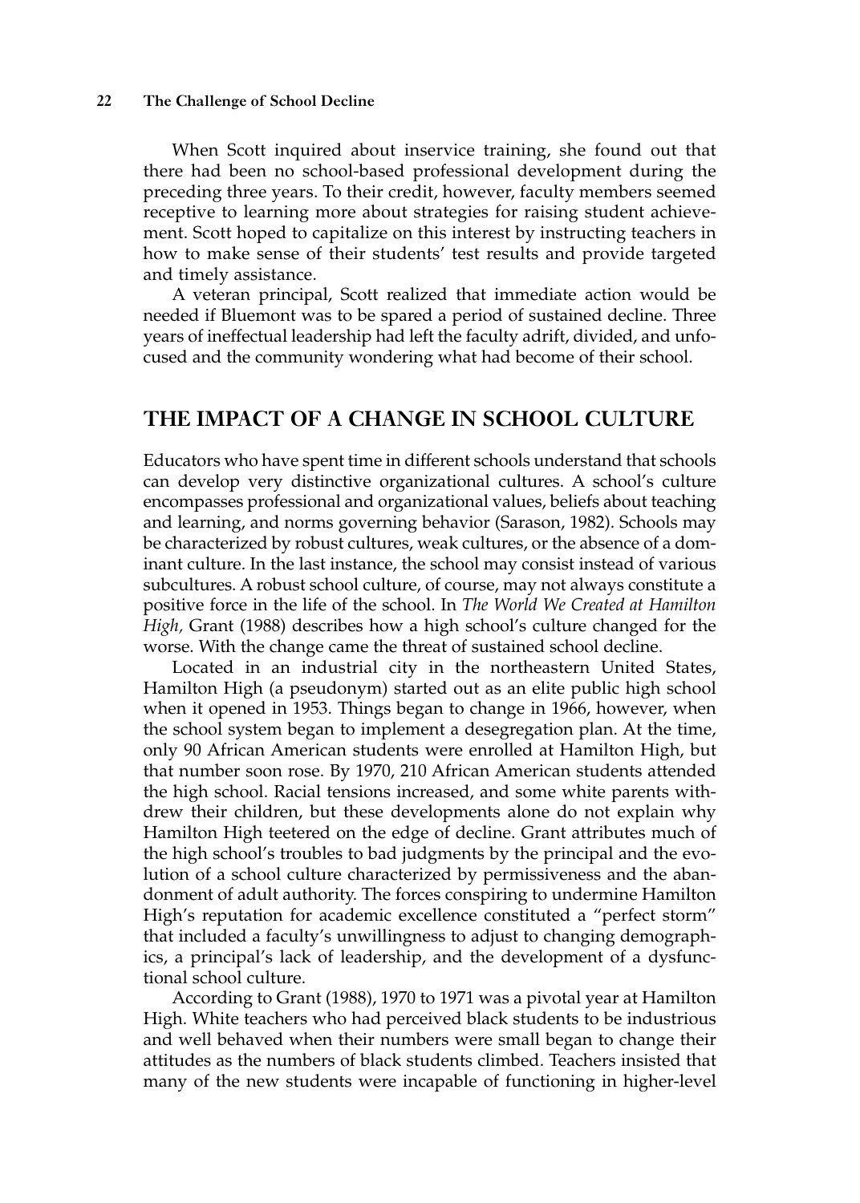When Scott inquired about inservice training, she found out that there had been no school-based professional development during the preceding three years. To their credit, however, faculty members seemed receptive to learning more about strategies for raising student achievement. Scott hoped to capitalize on this interest by instructing teachers in how to make sense of their students' test results and provide targeted and timely assistance.

A veteran principal, Scott realized that immediate action would be needed if Bluemont was to be spared a period of sustained decline. Three years of ineffectual leadership had left the faculty adrift, divided, and unfocused and the community wondering what had become of their school.

## THE IMPACT OF A CHANGE IN SCHOOL CULTURE

Educators who have spent time in different schools understand that schools can develop very distinctive organizational cultures. A school's culture encompasses professional and organizational values, beliefs about teaching and learning, and norms governing behavior (Sarason, 1982). Schools may be characterized by robust cultures, weak cultures, or the absence of a dominant culture. In the last instance, the school may consist instead of various subcultures. A robust school culture, of course, may not always constitute a positive force in the life of the school. In *The World We Created at Hamilton High,* Grant (1988) describes how a high school's culture changed for the worse. With the change came the threat of sustained school decline.

Located in an industrial city in the northeastern United States, Hamilton High (a pseudonym) started out as an elite public high school when it opened in 1953. Things began to change in 1966, however, when the school system began to implement a desegregation plan. At the time, only 90 African American students were enrolled at Hamilton High, but that number soon rose. By 1970, 210 African American students attended the high school. Racial tensions increased, and some white parents withdrew their children, but these developments alone do not explain why Hamilton High teetered on the edge of decline. Grant attributes much of the high school's troubles to bad judgments by the principal and the evolution of a school culture characterized by permissiveness and the abandonment of adult authority. The forces conspiring to undermine Hamilton High's reputation for academic excellence constituted a "perfect storm" that included a faculty's unwillingness to adjust to changing demographics, a principal's lack of leadership, and the development of a dysfunctional school culture.

According to Grant (1988), 1970 to 1971 was a pivotal year at Hamilton High. White teachers who had perceived black students to be industrious and well behaved when their numbers were small began to change their attitudes as the numbers of black students climbed. Teachers insisted that many of the new students were incapable of functioning in higher-level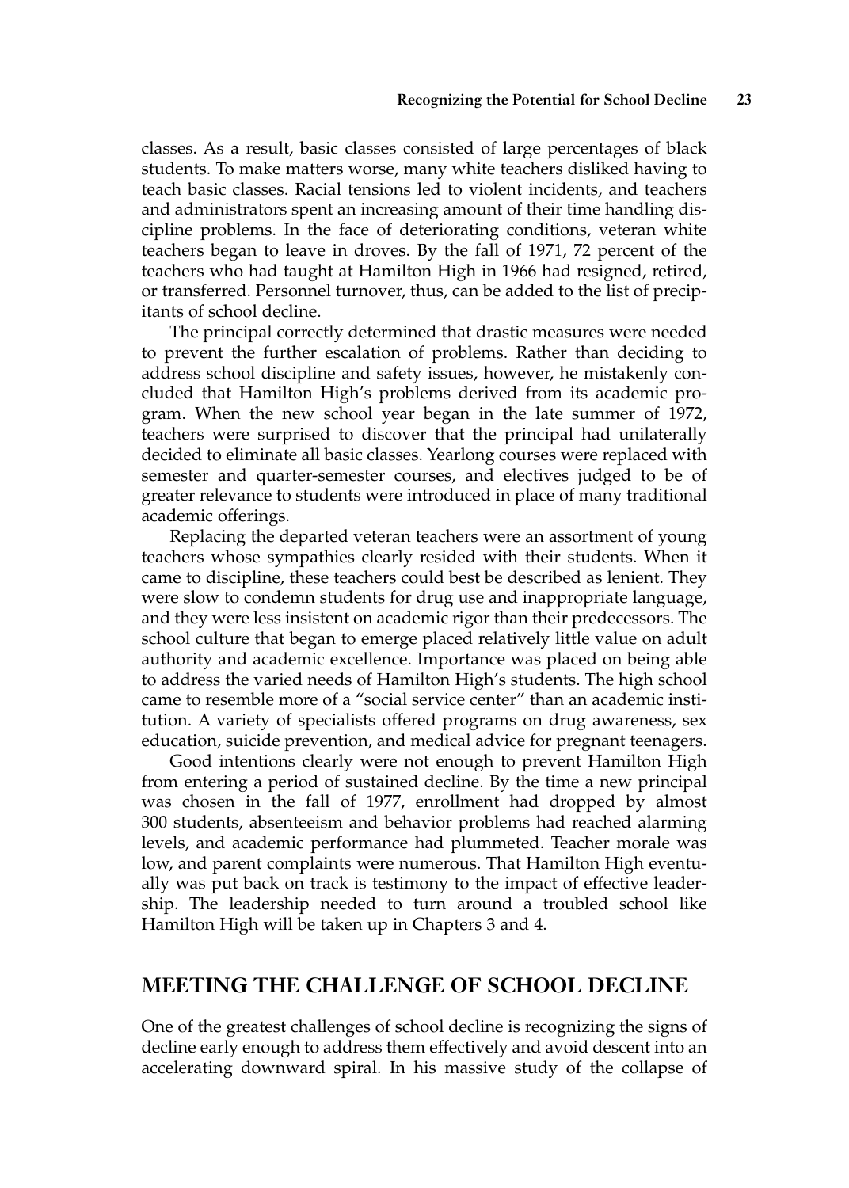classes. As a result, basic classes consisted of large percentages of black students. To make matters worse, many white teachers disliked having to teach basic classes. Racial tensions led to violent incidents, and teachers and administrators spent an increasing amount of their time handling discipline problems. In the face of deteriorating conditions, veteran white teachers began to leave in droves. By the fall of 1971, 72 percent of the teachers who had taught at Hamilton High in 1966 had resigned, retired, or transferred. Personnel turnover, thus, can be added to the list of precipitants of school decline.

The principal correctly determined that drastic measures were needed to prevent the further escalation of problems. Rather than deciding to address school discipline and safety issues, however, he mistakenly concluded that Hamilton High's problems derived from its academic program. When the new school year began in the late summer of 1972, teachers were surprised to discover that the principal had unilaterally decided to eliminate all basic classes. Yearlong courses were replaced with semester and quarter-semester courses, and electives judged to be of greater relevance to students were introduced in place of many traditional academic offerings.

Replacing the departed veteran teachers were an assortment of young teachers whose sympathies clearly resided with their students. When it came to discipline, these teachers could best be described as lenient. They were slow to condemn students for drug use and inappropriate language, and they were less insistent on academic rigor than their predecessors. The school culture that began to emerge placed relatively little value on adult authority and academic excellence. Importance was placed on being able to address the varied needs of Hamilton High's students. The high school came to resemble more of a "social service center" than an academic institution. A variety of specialists offered programs on drug awareness, sex education, suicide prevention, and medical advice for pregnant teenagers.

Good intentions clearly were not enough to prevent Hamilton High from entering a period of sustained decline. By the time a new principal was chosen in the fall of 1977, enrollment had dropped by almost 300 students, absenteeism and behavior problems had reached alarming levels, and academic performance had plummeted. Teacher morale was low, and parent complaints were numerous. That Hamilton High eventually was put back on track is testimony to the impact of effective leadership. The leadership needed to turn around a troubled school like Hamilton High will be taken up in Chapters 3 and 4.

## MEETING THE CHALLENGE OF SCHOOL DECLINE

One of the greatest challenges of school decline is recognizing the signs of decline early enough to address them effectively and avoid descent into an accelerating downward spiral. In his massive study of the collapse of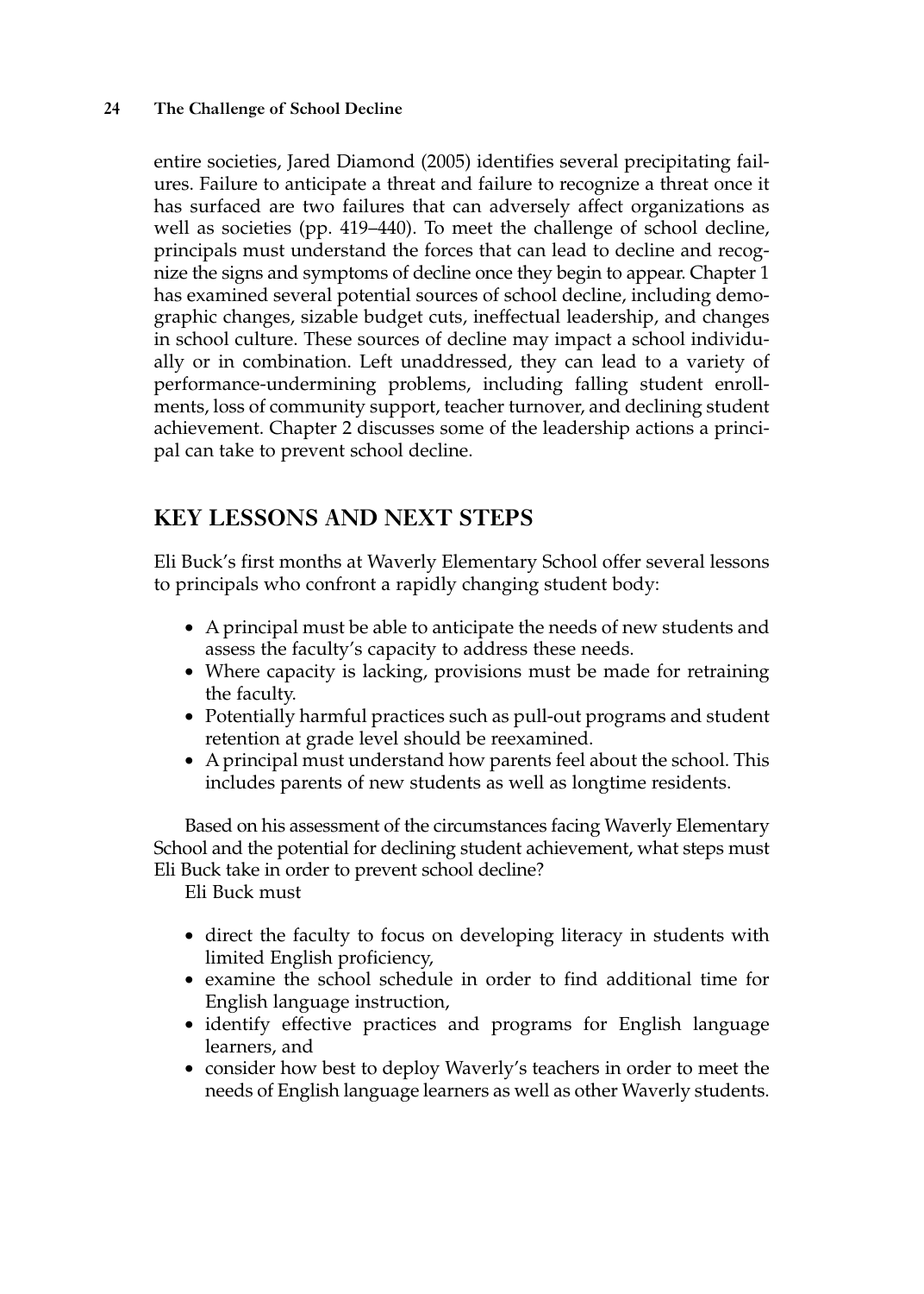entire societies, Jared Diamond (2005) identifies several precipitating failures. Failure to anticipate a threat and failure to recognize a threat once it has surfaced are two failures that can adversely affect organizations as well as societies (pp. 419–440). To meet the challenge of school decline, principals must understand the forces that can lead to decline and recognize the signs and symptoms of decline once they begin to appear. Chapter 1 has examined several potential sources of school decline, including demographic changes, sizable budget cuts, ineffectual leadership, and changes in school culture. These sources of decline may impact a school individually or in combination. Left unaddressed, they can lead to a variety of performance-undermining problems, including falling student enrollments, loss of community support, teacher turnover, and declining student achievement. Chapter 2 discusses some of the leadership actions a principal can take to prevent school decline.

## KEY LESSONS AND NEXT STEPS

Eli Buck's first months at Waverly Elementary School offer several lessons to principals who confront a rapidly changing student body:

- A principal must be able to anticipate the needs of new students and assess the faculty's capacity to address these needs.
- Where capacity is lacking, provisions must be made for retraining the faculty.
- Potentially harmful practices such as pull-out programs and student retention at grade level should be reexamined.
- A principal must understand how parents feel about the school. This includes parents of new students as well as longtime residents.

Based on his assessment of the circumstances facing Waverly Elementary School and the potential for declining student achievement, what steps must Eli Buck take in order to prevent school decline?

Eli Buck must

- direct the faculty to focus on developing literacy in students with limited English proficiency,
- examine the school schedule in order to find additional time for English language instruction,
- identify effective practices and programs for English language learners, and
- consider how best to deploy Waverly's teachers in order to meet the needs of English language learners as well as other Waverly students.